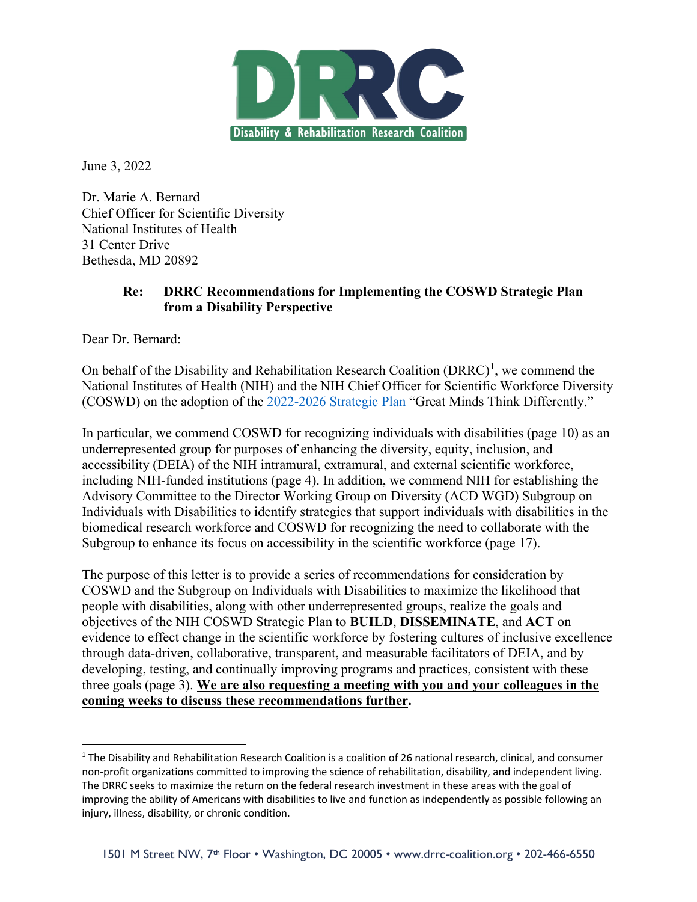DRRC

Disability & Rehabilitation Research Coalition

June 3, 2022

Dr. Marie A. Bernard
Chief Officer for Scientific Diversity
National Institutes of Health
31 Center Drive
Bethesda, MD 20892

**Re: DRRC Recommendations for Implementing the COSWD Strategic Plan from a Disability Perspective**

Dear Dr. Bernard:

On behalf of the Disability and Rehabilitation Research Coalition (DRRC)[1], we commend the National Institutes of Health (NIH) and the NIH Chief Officer for Scientific Workforce Diversity (COSWD) on the adoption of the 2022-2026 Strategic Plan "Great Minds Think Differently."

In particular, we commend COSWD for recognizing individuals with disabilities (page 10) as an underrepresented group for purposes of enhancing the diversity, equity, inclusion, and accessibility (DEIA) of the NIH intramural, extramural, and external scientific workforce, including NIH-funded institutions (page 4). In addition, we commend NIH for establishing the Advisory Committee to the Director Working Group on Diversity (ACD WGD) Subgroup on Individuals with Disabilities to identify strategies that support individuals with disabilities in the biomedical research workforce and COSWD for recognizing the need to collaborate with the Subgroup to enhance its focus on accessibility in the scientific workforce (page 17).

The purpose of this letter is to provide a series of recommendations for consideration by COSWD and the Subgroup on Individuals with Disabilities to maximize the likelihood that people with disabilities, along with other underrepresented groups, realize the goals and objectives of the NIH COSWD Strategic Plan to **BUILD**, **DISSEMINATE**, and **ACT** on evidence to effect change in the scientific workforce by fostering cultures of inclusive excellence through data-driven, collaborative, transparent, and measurable facilitators of DEIA, and by developing, testing, and continually improving programs and practices, consistent with these three goals (page 3). **We are also requesting a meeting with you and your colleagues in the coming weeks to discuss these recommendations further.**

[1] The Disability and Rehabilitation Research Coalition is a coalition of 26 national research, clinical, and consumer non-profit organizations committed to improving the science of rehabilitation, disability, and independent living. The DRRC seeks to maximize the return on the federal research investment in these areas with the goal of improving the ability of Americans with disabilities to live and function as independently as possible following an injury, illness, disability, or chronic condition.

1501 M Street NW, 7th Floor • Washington, DC 20005 • www.drrc-coalition.org • 202-466-6550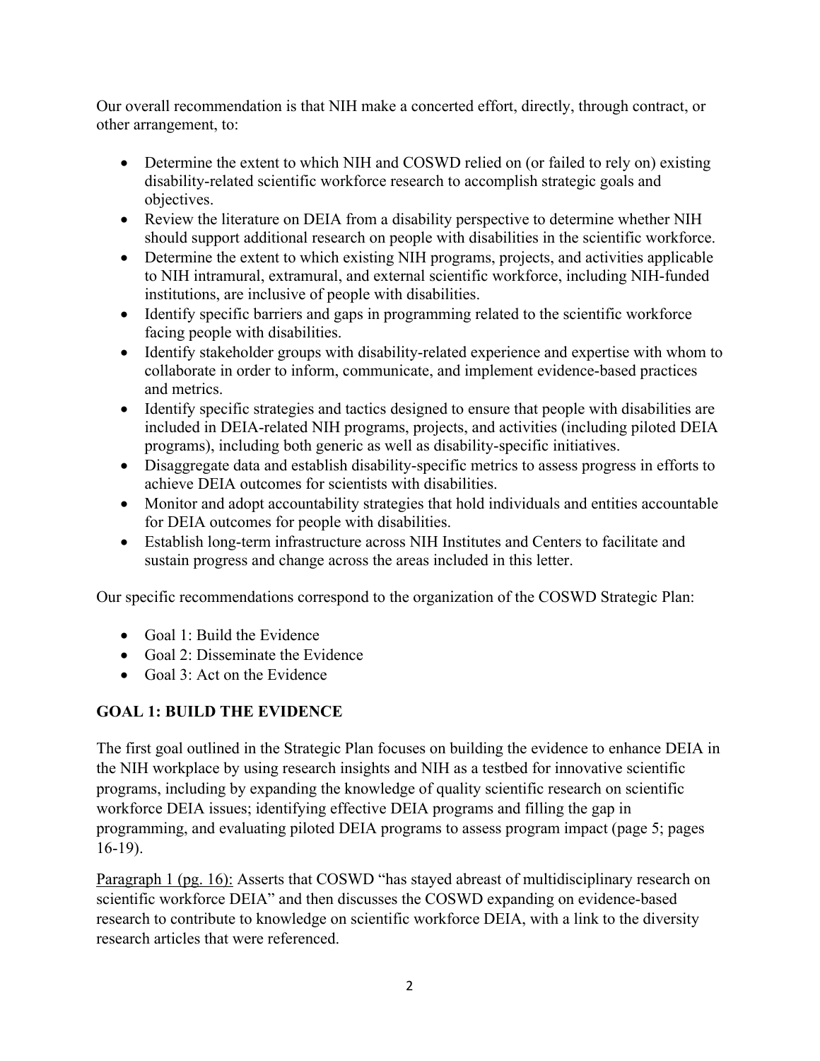Our overall recommendation is that NIH make a concerted effort, directly, through contract, or other arrangement, to:

- Determine the extent to which NIH and COSWD relied on (or failed to rely on) existing disability-related scientific workforce research to accomplish strategic goals and objectives.
- Review the literature on DEIA from a disability perspective to determine whether NIH should support additional research on people with disabilities in the scientific workforce.
- Determine the extent to which existing NIH programs, projects, and activities applicable to NIH intramural, extramural, and external scientific workforce, including NIH-funded institutions, are inclusive of people with disabilities.
- Identify specific barriers and gaps in programming related to the scientific workforce facing people with disabilities.
- Identify stakeholder groups with disability-related experience and expertise with whom to collaborate in order to inform, communicate, and implement evidence-based practices and metrics.
- Identify specific strategies and tactics designed to ensure that people with disabilities are included in DEIA-related NIH programs, projects, and activities (including piloted DEIA programs), including both generic as well as disability-specific initiatives.
- Disaggregate data and establish disability-specific metrics to assess progress in efforts to achieve DEIA outcomes for scientists with disabilities.
- Monitor and adopt accountability strategies that hold individuals and entities accountable for DEIA outcomes for people with disabilities.
- Establish long-term infrastructure across NIH Institutes and Centers to facilitate and sustain progress and change across the areas included in this letter.

Our specific recommendations correspond to the organization of the COSWD Strategic Plan:

- Goal 1: Build the Evidence
- Goal 2: Disseminate the Evidence
- Goal 3: Act on the Evidence

## GOAL 1: BUILD THE EVIDENCE

The first goal outlined in the Strategic Plan focuses on building the evidence to enhance DEIA in the NIH workplace by using research insights and NIH as a testbed for innovative scientific programs, including by expanding the knowledge of quality scientific research on scientific workforce DEIA issues; identifying effective DEIA programs and filling the gap in programming, and evaluating piloted DEIA programs to assess program impact (page 5; pages 16-19).

<u>Paragraph 1 (pg. 16):</u> Asserts that COSWD "has stayed abreast of multidisciplinary research on scientific workforce DEIA" and then discusses the COSWD expanding on evidence-based research to contribute to knowledge on scientific workforce DEIA, with a link to the diversity research articles that were referenced.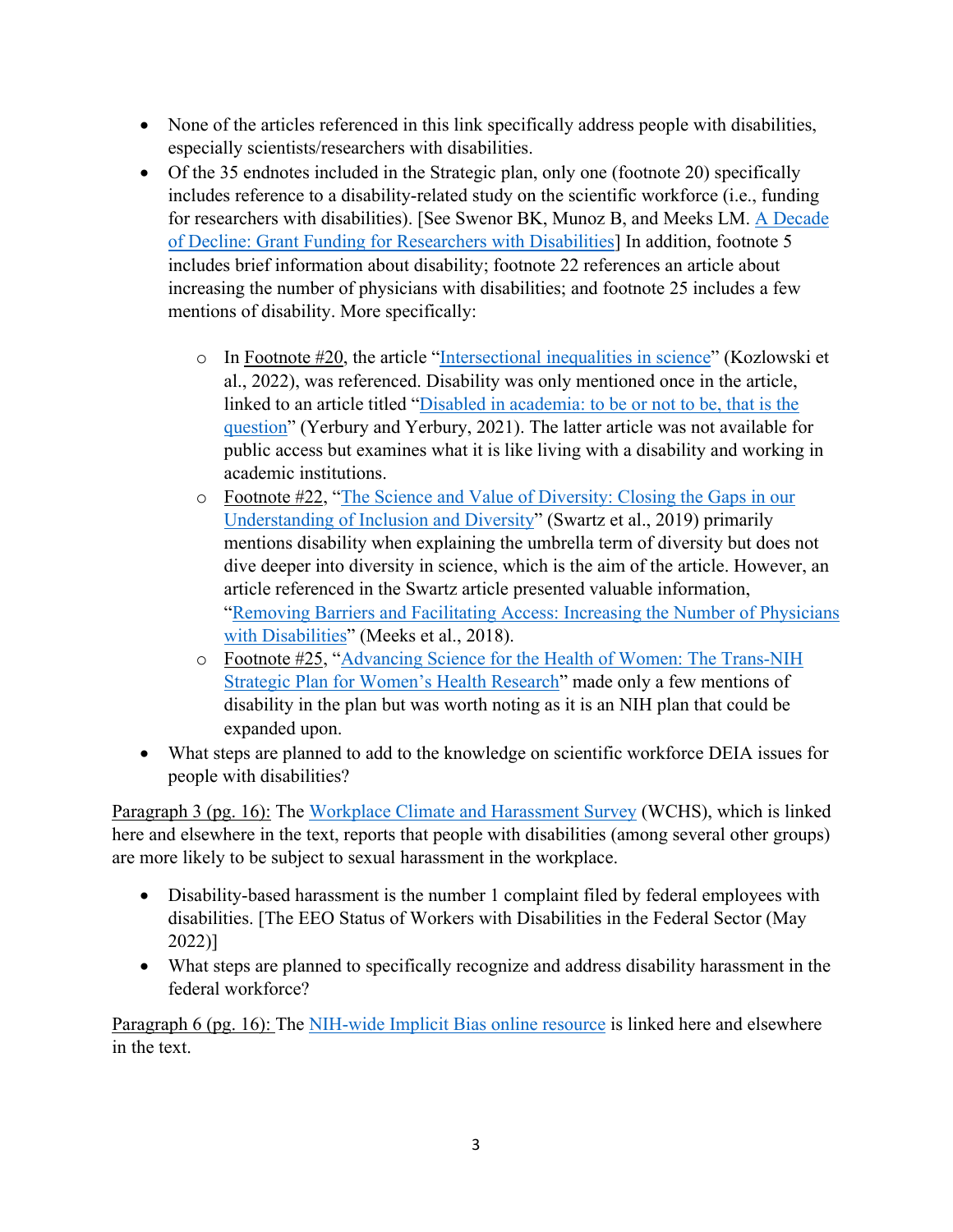- None of the articles referenced in this link specifically address people with disabilities, especially scientists/researchers with disabilities.
- Of the 35 endnotes included in the Strategic plan, only one (footnote 20) specifically includes reference to a disability-related study on the scientific workforce (i.e., funding for researchers with disabilities). [See Swenor BK, Munoz B, and Meeks LM. A Decade of Decline: Grant Funding for Researchers with Disabilities] In addition, footnote 5 includes brief information about disability; footnote 22 references an article about increasing the number of physicians with disabilities; and footnote 25 includes a few mentions of disability. More specifically:
    - In Footnote #20, the article "Intersectional inequalities in science" (Kozlowski et al., 2022), was referenced. Disability was only mentioned once in the article, linked to an article titled "Disabled in academia: to be or not to be, that is the question" (Yerbury and Yerbury, 2021). The latter article was not available for public access but examines what it is like living with a disability and working in academic institutions.
    - Footnote #22, "The Science and Value of Diversity: Closing the Gaps in our Understanding of Inclusion and Diversity" (Swartz et al., 2019) primarily mentions disability when explaining the umbrella term of diversity but does not dive deeper into diversity in science, which is the aim of the article. However, an article referenced in the Swartz article presented valuable information, "Removing Barriers and Facilitating Access: Increasing the Number of Physicians with Disabilities" (Meeks et al., 2018).
    - Footnote #25, "Advancing Science for the Health of Women: The Trans-NIH Strategic Plan for Women's Health Research" made only a few mentions of disability in the plan but was worth noting as it is an NIH plan that could be expanded upon.
- What steps are planned to add to the knowledge on scientific workforce DEIA issues for people with disabilities?

Paragraph 3 (pg. 16): The Workplace Climate and Harassment Survey (WCHS), which is linked here and elsewhere in the text, reports that people with disabilities (among several other groups) are more likely to be subject to sexual harassment in the workplace.

- Disability-based harassment is the number 1 complaint filed by federal employees with disabilities. [The EEO Status of Workers with Disabilities in the Federal Sector (May 2022)]
- What steps are planned to specifically recognize and address disability harassment in the federal workforce?

Paragraph 6 (pg. 16): The NIH-wide Implicit Bias online resource is linked here and elsewhere in the text.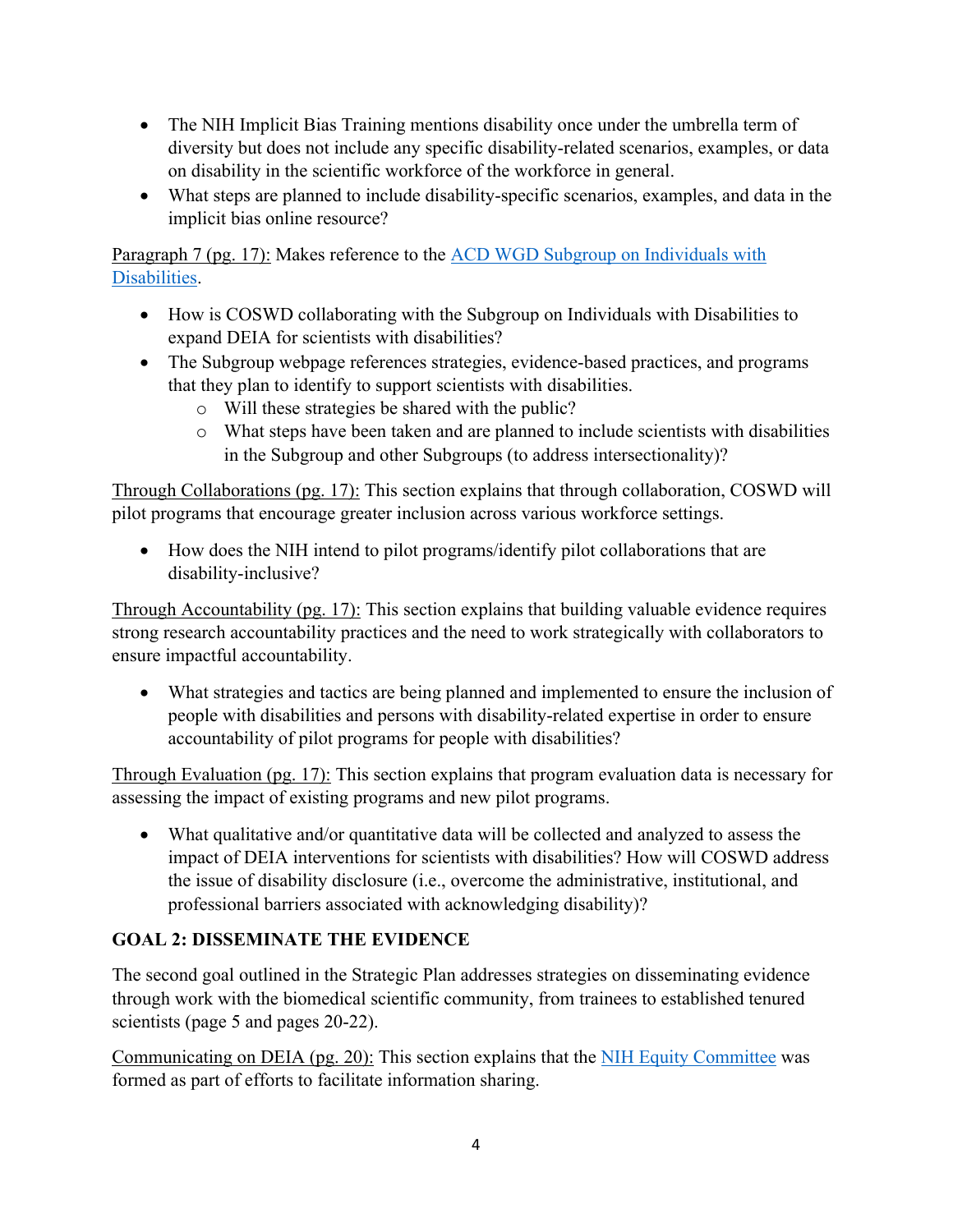- The NIH Implicit Bias Training mentions disability once under the umbrella term of diversity but does not include any specific disability-related scenarios, examples, or data on disability in the scientific workforce of the workforce in general.
- What steps are planned to include disability-specific scenarios, examples, and data in the implicit bias online resource?

<u>Paragraph 7 (pg. 17):</u> Makes reference to the [ACD WGD Subgroup on Individuals with Disabilities](ACD WGD Subgroup on Individuals with Disabilities).

- How is COSWD collaborating with the Subgroup on Individuals with Disabilities to expand DEIA for scientists with disabilities?
- The Subgroup webpage references strategies, evidence-based practices, and programs that they plan to identify to support scientists with disabilities.
  - Will these strategies be shared with the public?
  - What steps have been taken and are planned to include scientists with disabilities in the Subgroup and other Subgroups (to address intersectionality)?

<u>Through Collaborations (pg. 17):</u> This section explains that through collaboration, COSWD will pilot programs that encourage greater inclusion across various workforce settings.

- How does the NIH intend to pilot programs/identify pilot collaborations that are disability-inclusive?

<u>Through Accountability (pg. 17):</u> This section explains that building valuable evidence requires strong research accountability practices and the need to work strategically with collaborators to ensure impactful accountability.

- What strategies and tactics are being planned and implemented to ensure the inclusion of people with disabilities and persons with disability-related expertise in order to ensure accountability of pilot programs for people with disabilities?

<u>Through Evaluation (pg. 17):</u> This section explains that program evaluation data is necessary for assessing the impact of existing programs and new pilot programs.

- What qualitative and/or quantitative data will be collected and analyzed to assess the impact of DEIA interventions for scientists with disabilities? How will COSWD address the issue of disability disclosure (i.e., overcome the administrative, institutional, and professional barriers associated with acknowledging disability)?

## GOAL 2: DISSEMINATE THE EVIDENCE

The second goal outlined in the Strategic Plan addresses strategies on disseminating evidence through work with the biomedical scientific community, from trainees to established tenured scientists (page 5 and pages 20-22).

<u>Communicating on DEIA (pg. 20):</u> This section explains that the [NIH Equity Committee](NIH Equity Committee) was formed as part of efforts to facilitate information sharing.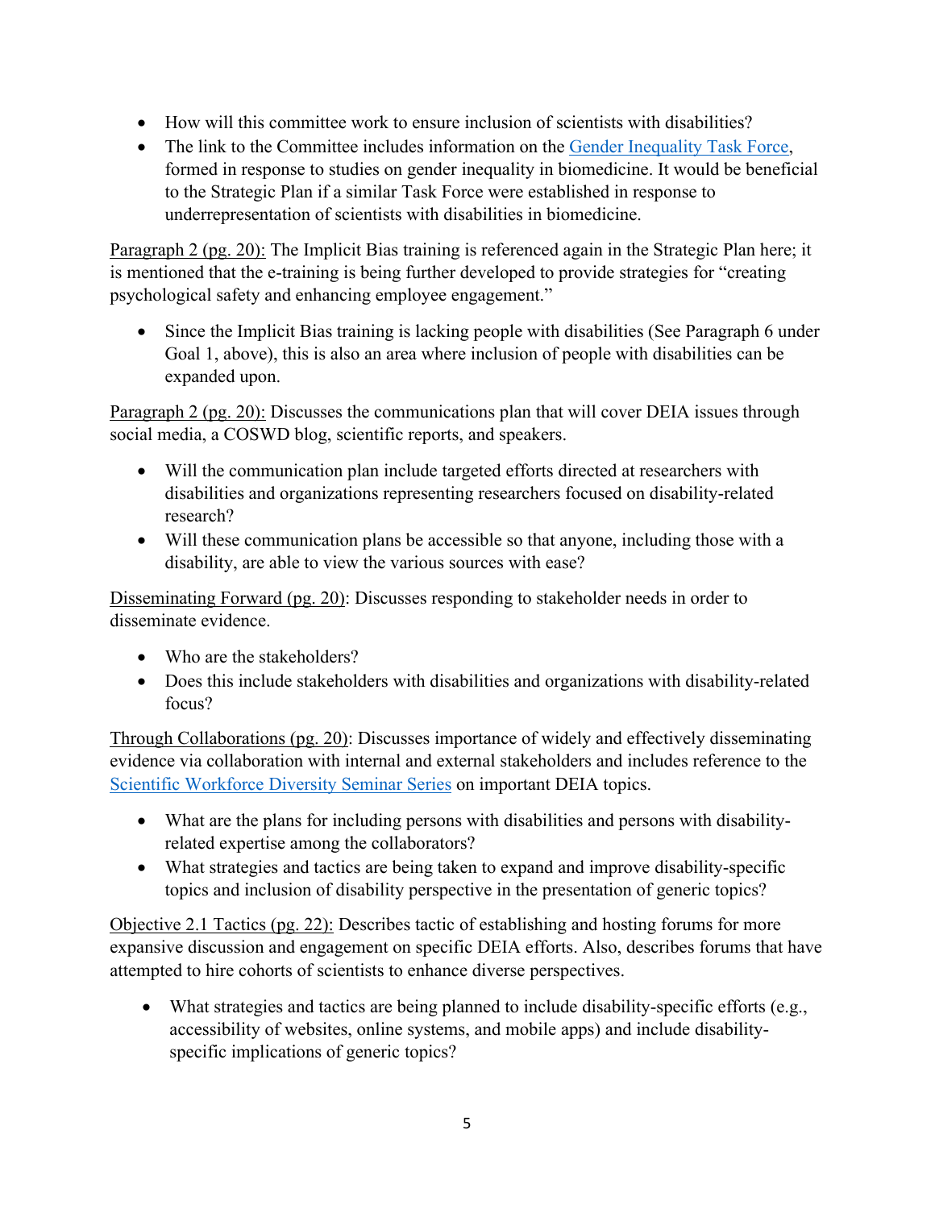- How will this committee work to ensure inclusion of scientists with disabilities?
- The link to the Committee includes information on the Gender Inequality Task Force, formed in response to studies on gender inequality in biomedicine. It would be beneficial to the Strategic Plan if a similar Task Force were established in response to underrepresentation of scientists with disabilities in biomedicine.

Paragraph 2 (pg. 20): The Implicit Bias training is referenced again in the Strategic Plan here; it is mentioned that the e-training is being further developed to provide strategies for "creating psychological safety and enhancing employee engagement."

- Since the Implicit Bias training is lacking people with disabilities (See Paragraph 6 under Goal 1, above), this is also an area where inclusion of people with disabilities can be expanded upon.

Paragraph 2 (pg. 20): Discusses the communications plan that will cover DEIA issues through social media, a COSWD blog, scientific reports, and speakers.

- Will the communication plan include targeted efforts directed at researchers with disabilities and organizations representing researchers focused on disability-related research?
- Will these communication plans be accessible so that anyone, including those with a disability, are able to view the various sources with ease?

Disseminating Forward (pg. 20): Discusses responding to stakeholder needs in order to disseminate evidence.

- Who are the stakeholders?
- Does this include stakeholders with disabilities and organizations with disability-related focus?

Through Collaborations (pg. 20): Discusses importance of widely and effectively disseminating evidence via collaboration with internal and external stakeholders and includes reference to the Scientific Workforce Diversity Seminar Series on important DEIA topics.

- What are the plans for including persons with disabilities and persons with disability-related expertise among the collaborators?
- What strategies and tactics are being taken to expand and improve disability-specific topics and inclusion of disability perspective in the presentation of generic topics?

Objective 2.1 Tactics (pg. 22): Describes tactic of establishing and hosting forums for more expansive discussion and engagement on specific DEIA efforts. Also, describes forums that have attempted to hire cohorts of scientists to enhance diverse perspectives.

- What strategies and tactics are being planned to include disability-specific efforts (e.g., accessibility of websites, online systems, and mobile apps) and include disability-specific implications of generic topics?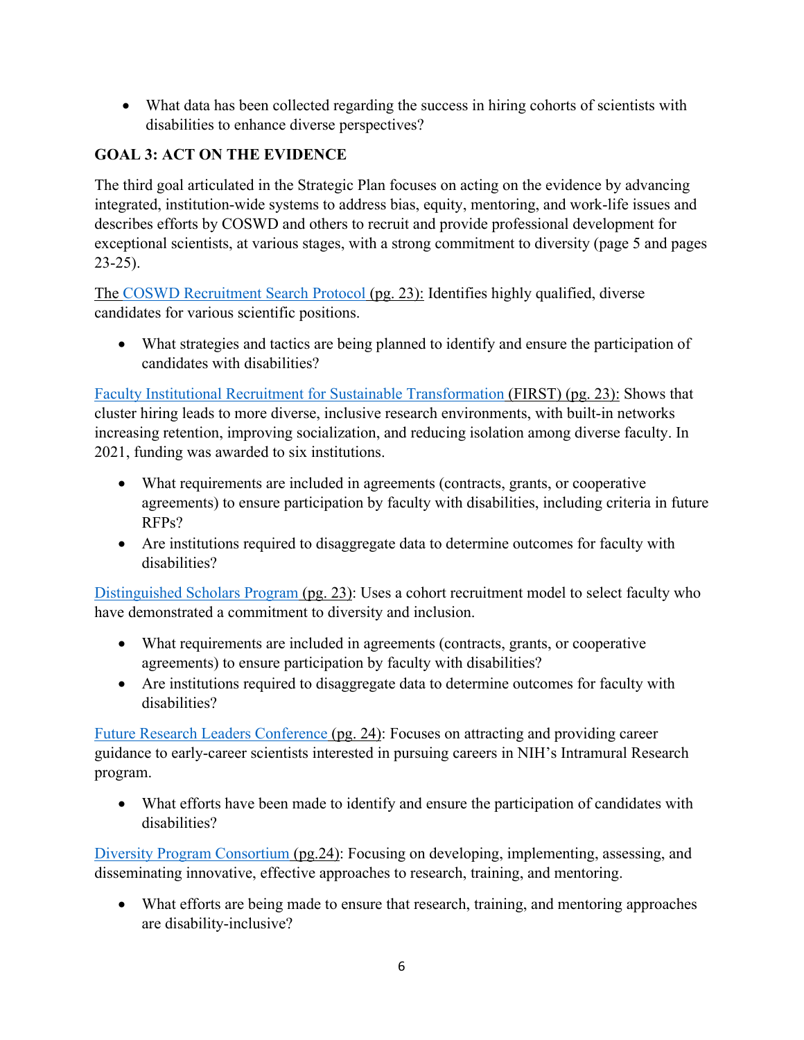- What data has been collected regarding the success in hiring cohorts of scientists with disabilities to enhance diverse perspectives?

### GOAL 3: ACT ON THE EVIDENCE

The third goal articulated in the Strategic Plan focuses on acting on the evidence by advancing integrated, institution-wide systems to address bias, equity, mentoring, and work-life issues and describes efforts by COSWD and others to recruit and provide professional development for exceptional scientists, at various stages, with a strong commitment to diversity (page 5 and pages 23-25).

The COSWD Recruitment Search Protocol (pg. 23): Identifies highly qualified, diverse candidates for various scientific positions.

- What strategies and tactics are being planned to identify and ensure the participation of candidates with disabilities?

Faculty Institutional Recruitment for Sustainable Transformation (FIRST) (pg. 23): Shows that cluster hiring leads to more diverse, inclusive research environments, with built-in networks increasing retention, improving socialization, and reducing isolation among diverse faculty. In 2021, funding was awarded to six institutions.

- What requirements are included in agreements (contracts, grants, or cooperative agreements) to ensure participation by faculty with disabilities, including criteria in future RFPs?
- Are institutions required to disaggregate data to determine outcomes for faculty with disabilities?

Distinguished Scholars Program (pg. 23): Uses a cohort recruitment model to select faculty who have demonstrated a commitment to diversity and inclusion.

- What requirements are included in agreements (contracts, grants, or cooperative agreements) to ensure participation by faculty with disabilities?
- Are institutions required to disaggregate data to determine outcomes for faculty with disabilities?

Future Research Leaders Conference (pg. 24): Focuses on attracting and providing career guidance to early-career scientists interested in pursuing careers in NIH's Intramural Research program.

- What efforts have been made to identify and ensure the participation of candidates with disabilities?

Diversity Program Consortium (pg.24): Focusing on developing, implementing, assessing, and disseminating innovative, effective approaches to research, training, and mentoring.

- What efforts are being made to ensure that research, training, and mentoring approaches are disability-inclusive?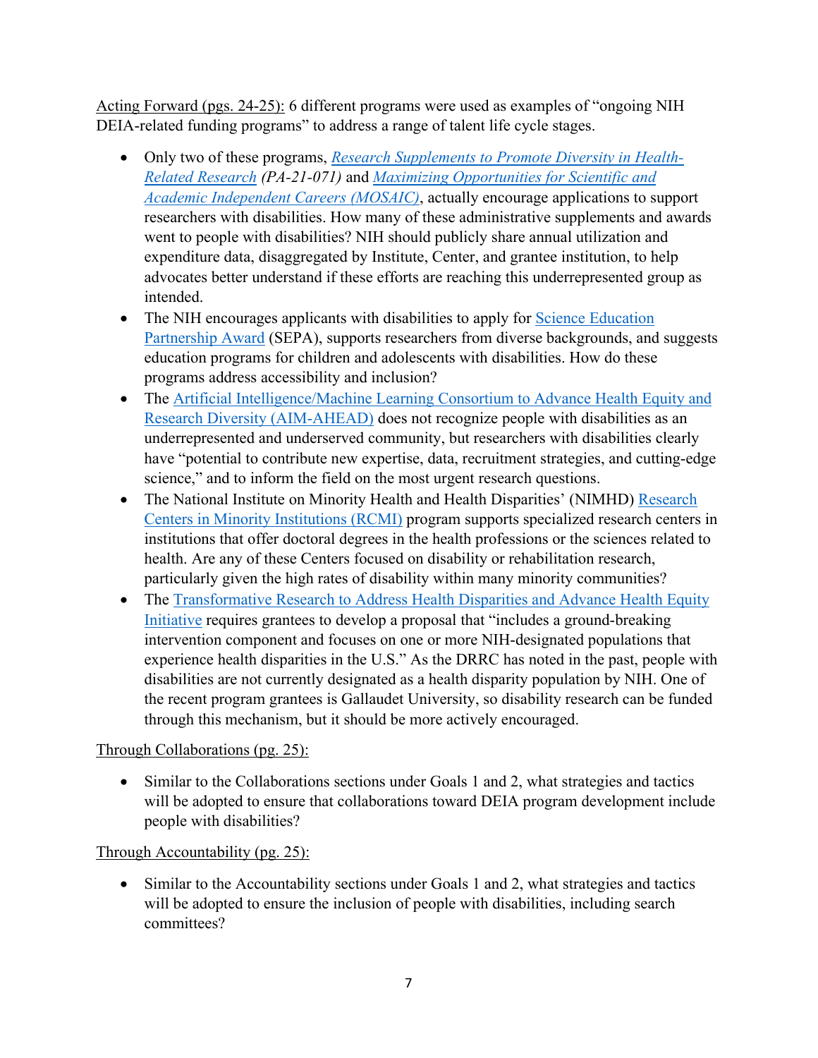Acting Forward (pgs. 24-25): 6 different programs were used as examples of "ongoing NIH DEIA-related funding programs" to address a range of talent life cycle stages.

- Only two of these programs, *Research Supplements to Promote Diversity in Health-Related Research (PA-21-071)* and *Maximizing Opportunities for Scientific and Academic Independent Careers (MOSAIC)*, actually encourage applications to support researchers with disabilities. How many of these administrative supplements and awards went to people with disabilities? NIH should publicly share annual utilization and expenditure data, disaggregated by Institute, Center, and grantee institution, to help advocates better understand if these efforts are reaching this underrepresented group as intended.
- The NIH encourages applicants with disabilities to apply for Science Education Partnership Award (SEPA), supports researchers from diverse backgrounds, and suggests education programs for children and adolescents with disabilities. How do these programs address accessibility and inclusion?
- The Artificial Intelligence/Machine Learning Consortium to Advance Health Equity and Research Diversity (AIM-AHEAD) does not recognize people with disabilities as an underrepresented and underserved community, but researchers with disabilities clearly have "potential to contribute new expertise, data, recruitment strategies, and cutting-edge science," and to inform the field on the most urgent research questions.
- The National Institute on Minority Health and Health Disparities' (NIMHD) Research Centers in Minority Institutions (RCMI) program supports specialized research centers in institutions that offer doctoral degrees in the health professions or the sciences related to health. Are any of these Centers focused on disability or rehabilitation research, particularly given the high rates of disability within many minority communities?
- The Transformative Research to Address Health Disparities and Advance Health Equity Initiative requires grantees to develop a proposal that "includes a ground-breaking intervention component and focuses on one or more NIH-designated populations that experience health disparities in the U.S." As the DRRC has noted in the past, people with disabilities are not currently designated as a health disparity population by NIH. One of the recent program grantees is Gallaudet University, so disability research can be funded through this mechanism, but it should be more actively encouraged.

Through Collaborations (pg. 25):

- Similar to the Collaborations sections under Goals 1 and 2, what strategies and tactics will be adopted to ensure that collaborations toward DEIA program development include people with disabilities?

Through Accountability (pg. 25):

- Similar to the Accountability sections under Goals 1 and 2, what strategies and tactics will be adopted to ensure the inclusion of people with disabilities, including search committees?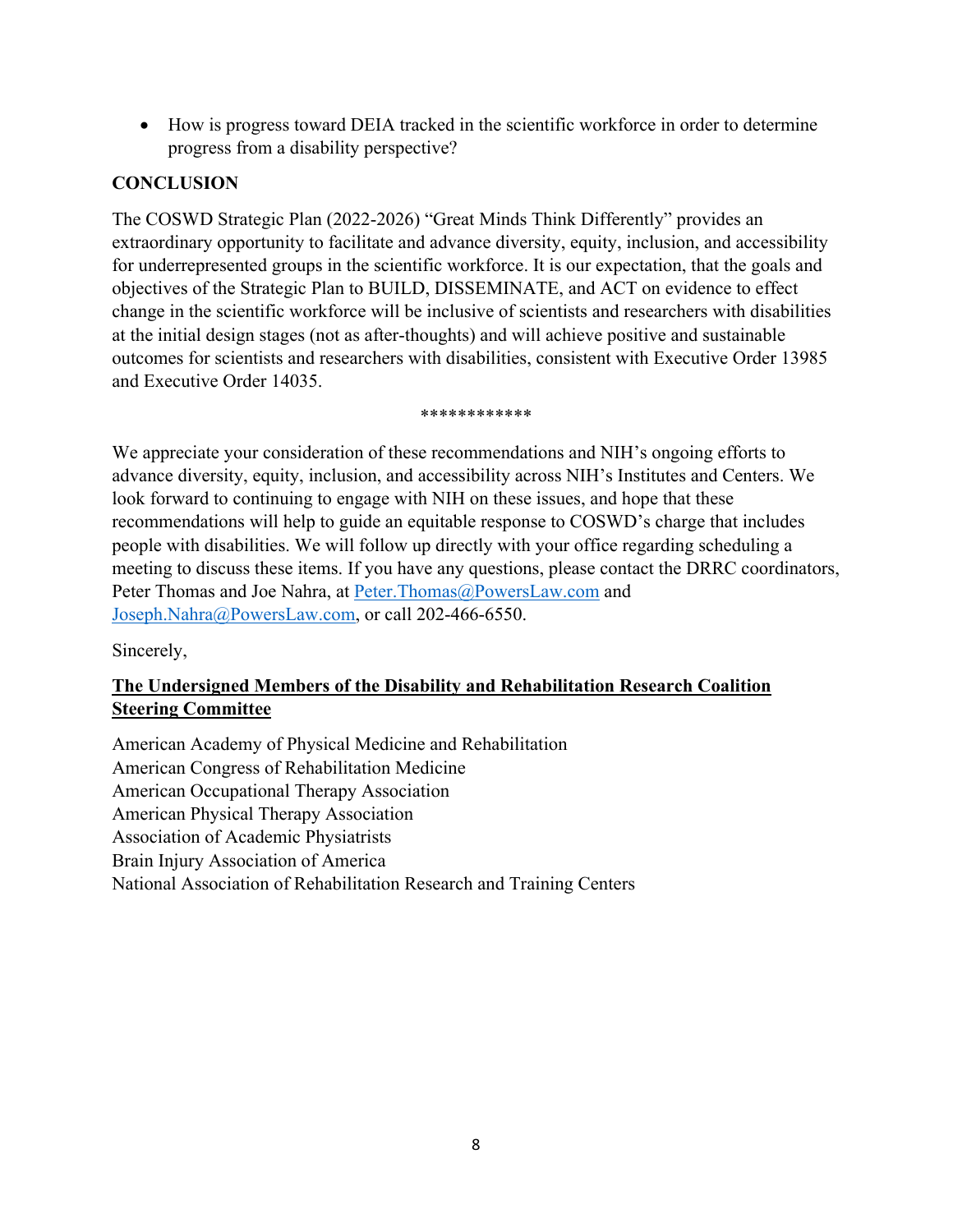- How is progress toward DEIA tracked in the scientific workforce in order to determine progress from a disability perspective?

## CONCLUSION

The COSWD Strategic Plan (2022-2026) "Great Minds Think Differently" provides an extraordinary opportunity to facilitate and advance diversity, equity, inclusion, and accessibility for underrepresented groups in the scientific workforce. It is our expectation, that the goals and objectives of the Strategic Plan to BUILD, DISSEMINATE, and ACT on evidence to effect change in the scientific workforce will be inclusive of scientists and researchers with disabilities at the initial design stages (not as after-thoughts) and will achieve positive and sustainable outcomes for scientists and researchers with disabilities, consistent with Executive Order 13985 and Executive Order 14035.

************

We appreciate your consideration of these recommendations and NIH's ongoing efforts to advance diversity, equity, inclusion, and accessibility across NIH's Institutes and Centers. We look forward to continuing to engage with NIH on these issues, and hope that these recommendations will help to guide an equitable response to COSWD's charge that includes people with disabilities. We will follow up directly with your office regarding scheduling a meeting to discuss these items. If you have any questions, please contact the DRRC coordinators, Peter Thomas and Joe Nahra, at Peter.Thomas@PowersLaw.com and Joseph.Nahra@PowersLaw.com, or call 202-466-6550.

Sincerely,

**The Undersigned Members of the Disability and Rehabilitation Research Coalition Steering Committee**

American Academy of Physical Medicine and Rehabilitation
American Congress of Rehabilitation Medicine
American Occupational Therapy Association
American Physical Therapy Association
Association of Academic Physiatrists
Brain Injury Association of America
National Association of Rehabilitation Research and Training Centers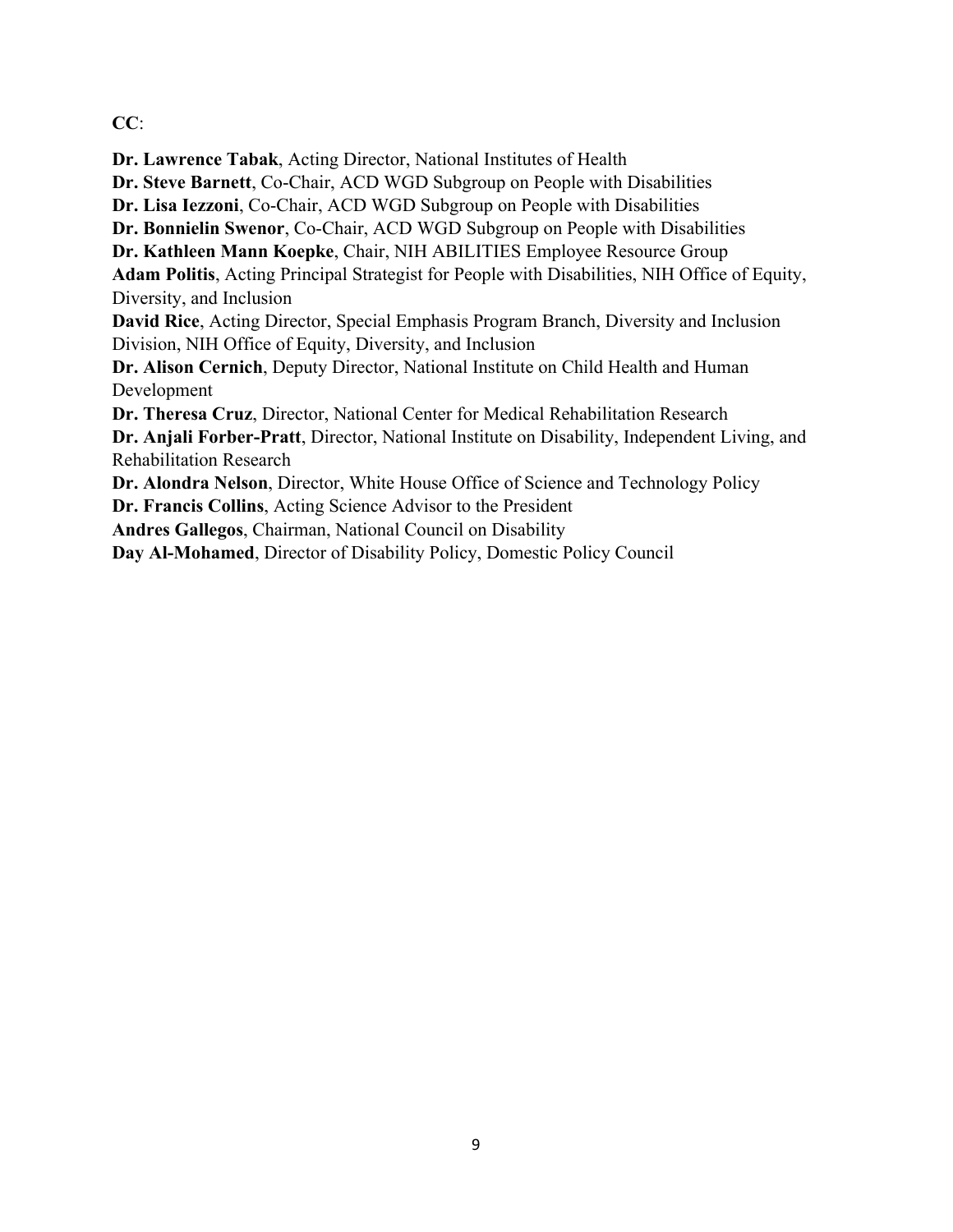**CC**:

**Dr. Lawrence Tabak**, Acting Director, National Institutes of Health
**Dr. Steve Barnett**, Co-Chair, ACD WGD Subgroup on People with Disabilities
**Dr. Lisa Iezzoni**, Co-Chair, ACD WGD Subgroup on People with Disabilities
**Dr. Bonnielin Swenor**, Co-Chair, ACD WGD Subgroup on People with Disabilities
**Dr. Kathleen Mann Koepke**, Chair, NIH ABILITIES Employee Resource Group
**Adam Politis**, Acting Principal Strategist for People with Disabilities, NIH Office of Equity, Diversity, and Inclusion
**David Rice**, Acting Director, Special Emphasis Program Branch, Diversity and Inclusion Division, NIH Office of Equity, Diversity, and Inclusion
**Dr. Alison Cernich**, Deputy Director, National Institute on Child Health and Human Development
**Dr. Theresa Cruz**, Director, National Center for Medical Rehabilitation Research
**Dr. Anjali Forber-Pratt**, Director, National Institute on Disability, Independent Living, and Rehabilitation Research
**Dr. Alondra Nelson**, Director, White House Office of Science and Technology Policy
**Dr. Francis Collins**, Acting Science Advisor to the President
**Andres Gallegos**, Chairman, National Council on Disability
**Day Al-Mohamed**, Director of Disability Policy, Domestic Policy Council